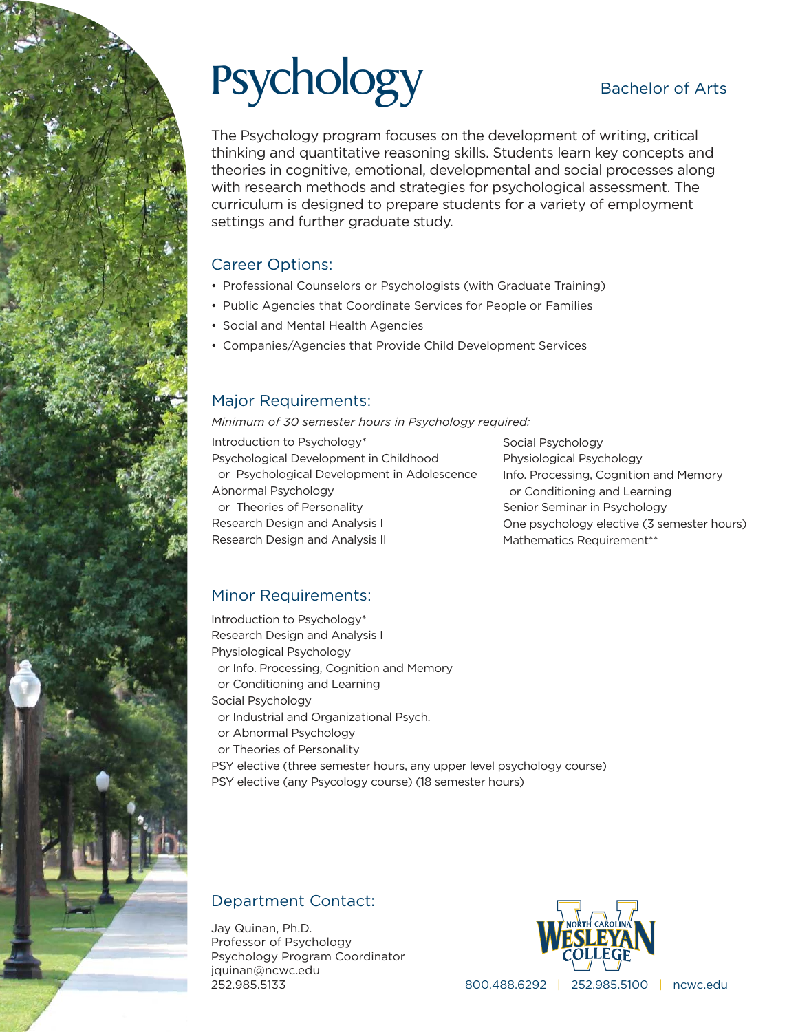# Psychology

Bachelor of Arts

The Psychology program focuses on the development of writing, critical thinking and quantitative reasoning skills. Students learn key concepts and theories in cognitive, emotional, developmental and social processes along with research methods and strategies for psychological assessment. The curriculum is designed to prepare students for a variety of employment settings and further graduate study.

## Career Options:

- Professional Counselors or Psychologists (with Graduate Training)
- Public Agencies that Coordinate Services for People or Families
- Social and Mental Health Agencies
- Companies/Agencies that Provide Child Development Services

## Major Requirements:

*Minimum of 30 semester hours in Psychology required:*

Introduction to Psychology*
Psychological Development in Childhood
  or Psychological Development in Adolescence
Abnormal Psychology
  or Theories of Personality
Research Design and Analysis I
Research Design and Analysis II
Social Psychology
Physiological Psychology
Info. Processing, Cognition and Memory
  or Conditioning and Learning
Senior Seminar in Psychology
One psychology elective (3 semester hours)
Mathematics Requirement**

## Minor Requirements:

Introduction to Psychology*
Research Design and Analysis I
Physiological Psychology
  or Info. Processing, Cognition and Memory
  or Conditioning and Learning
Social Psychology
  or Industrial and Organizational Psych.
  or Abnormal Psychology
  or Theories of Personality
PSY elective (three semester hours, any upper level psychology course)
PSY elective (any Psycology course) (18 semester hours)

## Department Contact:

Jay Quinan, Ph.D.
Professor of Psychology
Psychology Program Coordinator
jquinan@ncwc.edu
252.985.5133

North Carolina Wesleyan College

800.488.6292 | 252.985.5100 | ncwc.edu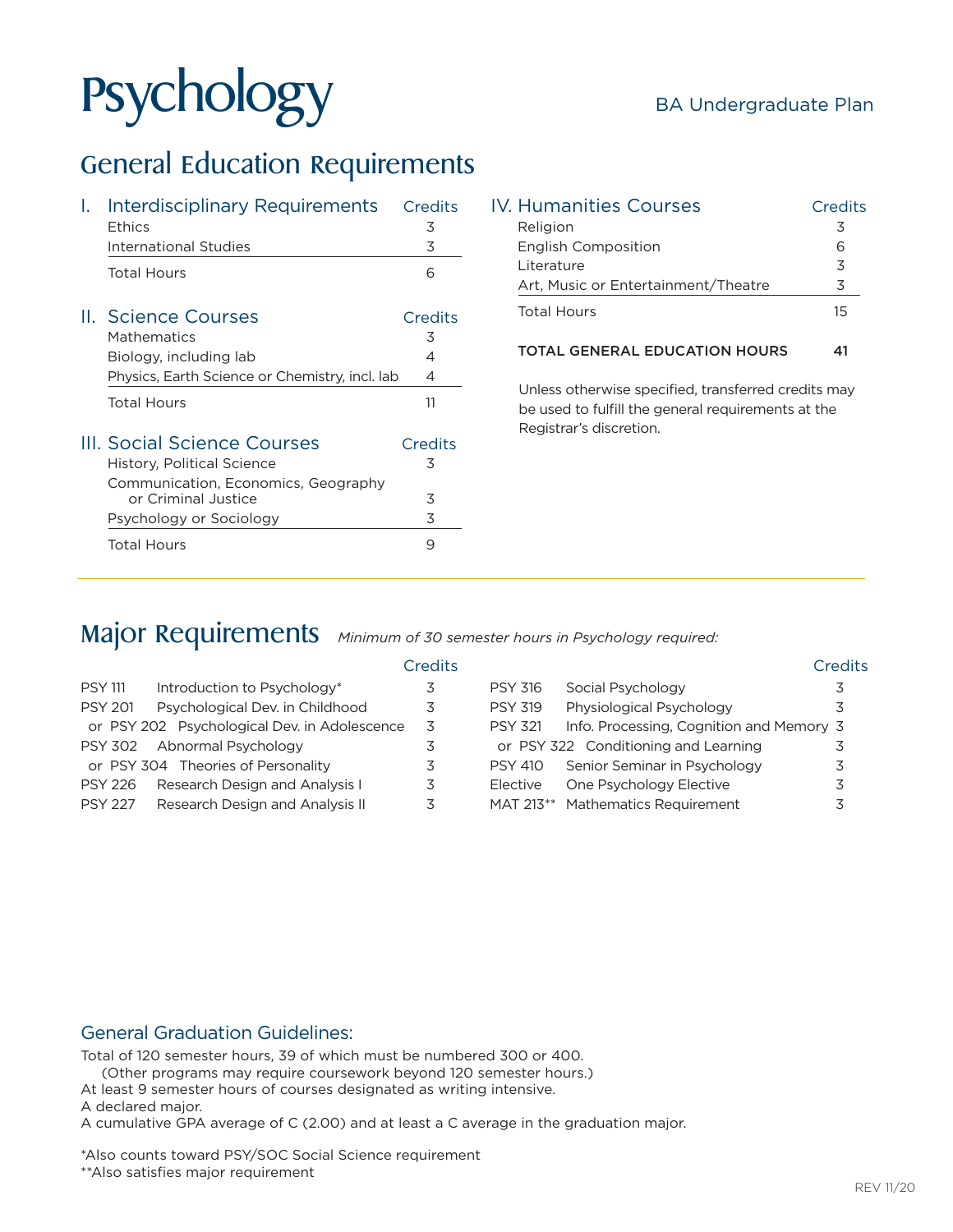# Psychology

BA Undergraduate Plan

## General Education Requirements

### I. Interdisciplinary Requirements

| | Credits |
|---|---|
| Ethics | 3 |
| International Studies | 3 |
| Total Hours | 6 |

### II. Science Courses

| | Credits |
|---|---|
| Mathematics | 3 |
| Biology, including lab | 4 |
| Physics, Earth Science or Chemistry, incl. lab | 4 |
| Total Hours | 11 |

### III. Social Science Courses

| | Credits |
|---|---|
| History, Political Science | 3 |
| Communication, Economics, Geography or Criminal Justice | 3 |
| Psychology or Sociology | 3 |
| Total Hours | 9 |

### IV. Humanities Courses

| | Credits |
|---|---|
| Religion | 3 |
| English Composition | 6 |
| Literature | 3 |
| Art, Music or Entertainment/Theatre | 3 |
| Total Hours | 15 |

**TOTAL GENERAL EDUCATION HOURS 41**

Unless otherwise specified, transferred credits may be used to fulfill the general requirements at the Registrar's discretion.

## Major Requirements

*Minimum of 30 semester hours in Psychology required:*

| | | Credits |
|---|---|---|
| PSY 111 | Introduction to Psychology* | 3 |
| PSY 201 | Psychological Dev. in Childhood | 3 |
| or PSY 202 | Psychological Dev. in Adolescence | 3 |
| PSY 302 | Abnormal Psychology | 3 |
| or PSY 304 | Theories of Personality | 3 |
| PSY 226 | Research Design and Analysis I | 3 |
| PSY 227 | Research Design and Analysis II | 3 |
| PSY 316 | Social Psychology | 3 |
| PSY 319 | Physiological Psychology | 3 |
| PSY 321 | Info. Processing, Cognition and Memory | 3 |
| or PSY 322 | Conditioning and Learning | 3 |
| PSY 410 | Senior Seminar in Psychology | 3 |
| Elective | One Psychology Elective | 3 |
| MAT 213** | Mathematics Requirement | 3 |

### General Graduation Guidelines:

Total of 120 semester hours, 39 of which must be numbered 300 or 400.
(Other programs may require coursework beyond 120 semester hours.)
At least 9 semester hours of courses designated as writing intensive.
A declared major.
A cumulative GPA average of C (2.00) and at least a C average in the graduation major.

*Also counts toward PSY/SOC Social Science requirement
**Also satisfies major requirement

REV 11/20